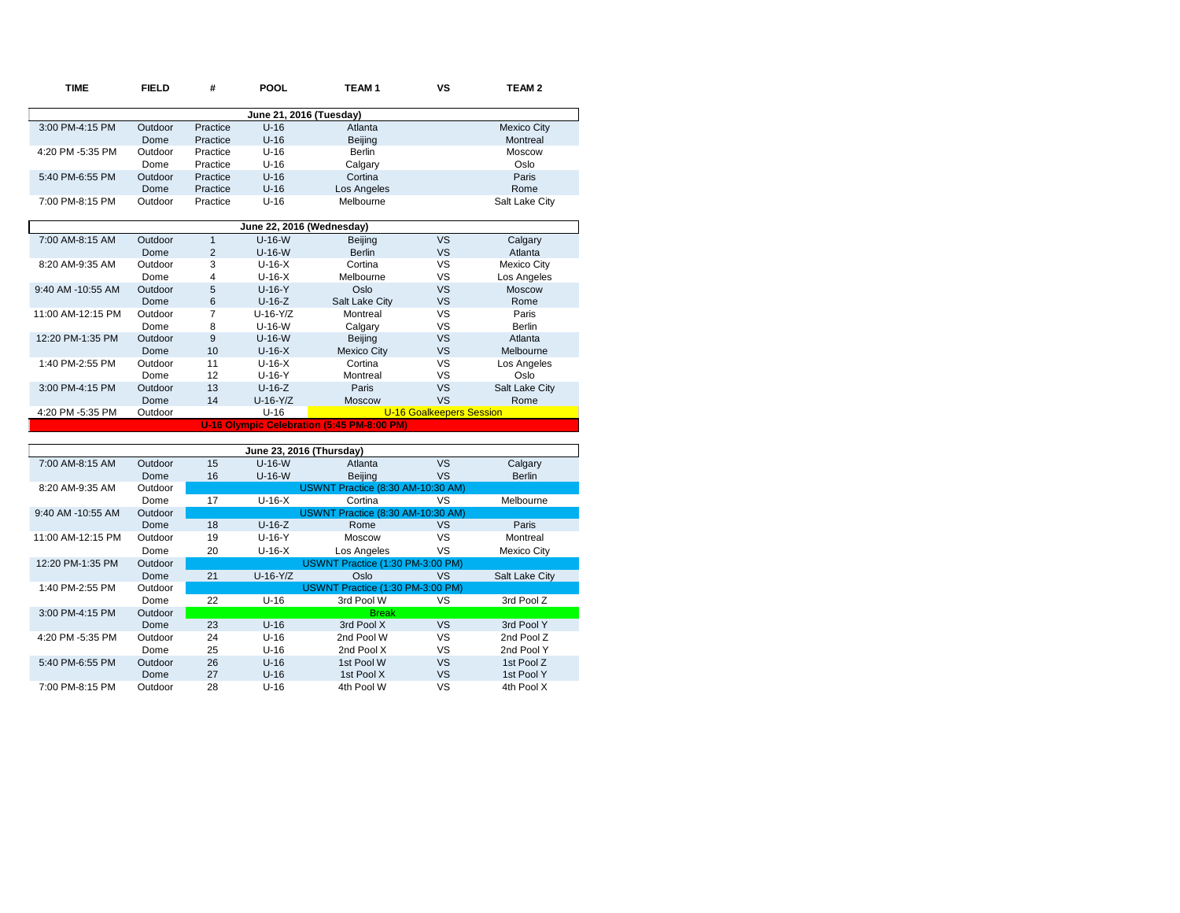| TIME | FIELD | # | POOL | TEAM 1 | VS | TEAM 2 |
|---|---|---|---|---|---|---|
| **June 21, 2016 (Tuesday)** | | | | | | |
| 3:00 PM-4:15 PM | Outdoor | Practice | U-16 | Atlanta | | Mexico City |
| | Dome | Practice | U-16 | Beijing | | Montreal |
| 4:20 PM -5:35 PM | Outdoor | Practice | U-16 | Berlin | | Moscow |
| | Dome | Practice | U-16 | Calgary | | Oslo |
| 5:40 PM-6:55 PM | Outdoor | Practice | U-16 | Cortina | | Paris |
| | Dome | Practice | U-16 | Los Angeles | | Rome |
| 7:00 PM-8:15 PM | Outdoor | Practice | U-16 | Melbourne | | Salt Lake City |
| **June 22, 2016 (Wednesday)** | | | | | | |
| 7:00 AM-8:15 AM | Outdoor | 1 | U-16-W | Beijing | VS | Calgary |
| | Dome | 2 | U-16-W | Berlin | VS | Atlanta |
| 8:20 AM-9:35 AM | Outdoor | 3 | U-16-X | Cortina | VS | Mexico City |
| | Dome | 4 | U-16-X | Melbourne | VS | Los Angeles |
| 9:40 AM -10:55 AM | Outdoor | 5 | U-16-Y | Oslo | VS | Moscow |
| | Dome | 6 | U-16-Z | Salt Lake City | VS | Rome |
| 11:00 AM-12:15 PM | Outdoor | 7 | U-16-Y/Z | Montreal | VS | Paris |
| | Dome | 8 | U-16-W | Calgary | VS | Berlin |
| 12:20 PM-1:35 PM | Outdoor | 9 | U-16-W | Beijing | VS | Atlanta |
| | Dome | 10 | U-16-X | Mexico City | VS | Melbourne |
| 1:40 PM-2:55 PM | Outdoor | 11 | U-16-X | Cortina | VS | Los Angeles |
| | Dome | 12 | U-16-Y | Montreal | VS | Oslo |
| 3:00 PM-4:15 PM | Outdoor | 13 | U-16-Z | Paris | VS | Salt Lake City |
| | Dome | 14 | U-16-Y/Z | Moscow | VS | Rome |
| 4:20 PM -5:35 PM | Outdoor | | U-16 | U-16 Goalkeepers Session | | |
| **U-16 Olympic Celebration (5:45 PM-8:00 PM)** | | | | | | |
| **June 23, 2016 (Thursday)** | | | | | | |
| 7:00 AM-8:15 AM | Outdoor | 15 | U-16-W | Atlanta | VS | Calgary |
| | Dome | 16 | U-16-W | Beijing | VS | Berlin |
| 8:20 AM-9:35 AM | Outdoor | USWNT Practice (8:30 AM-10:30 AM) | | | | |
| | Dome | 17 | U-16-X | Cortina | VS | Melbourne |
| 9:40 AM -10:55 AM | Outdoor | USWNT Practice (8:30 AM-10:30 AM) | | | | |
| | Dome | 18 | U-16-Z | Rome | VS | Paris |
| 11:00 AM-12:15 PM | Outdoor | 19 | U-16-Y | Moscow | VS | Montreal |
| | Dome | 20 | U-16-X | Los Angeles | VS | Mexico City |
| 12:20 PM-1:35 PM | Outdoor | USWNT Practice (1:30 PM-3:00 PM) | | | | |
| | Dome | 21 | U-16-Y/Z | Oslo | VS | Salt Lake City |
| 1:40 PM-2:55 PM | Outdoor | USWNT Practice (1:30 PM-3:00 PM) | | | | |
| | Dome | 22 | U-16 | 3rd Pool W | VS | 3rd Pool Z |
| 3:00 PM-4:15 PM | Outdoor | Break | | | | |
| | Dome | 23 | U-16 | 3rd Pool X | VS | 3rd Pool Y |
| 4:20 PM -5:35 PM | Outdoor | 24 | U-16 | 2nd Pool W | VS | 2nd Pool Z |
| | Dome | 25 | U-16 | 2nd Pool X | VS | 2nd Pool Y |
| 5:40 PM-6:55 PM | Outdoor | 26 | U-16 | 1st Pool W | VS | 1st Pool Z |
| | Dome | 27 | U-16 | 1st Pool X | VS | 1st Pool Y |
| 7:00 PM-8:15 PM | Outdoor | 28 | U-16 | 4th Pool W | VS | 4th Pool X |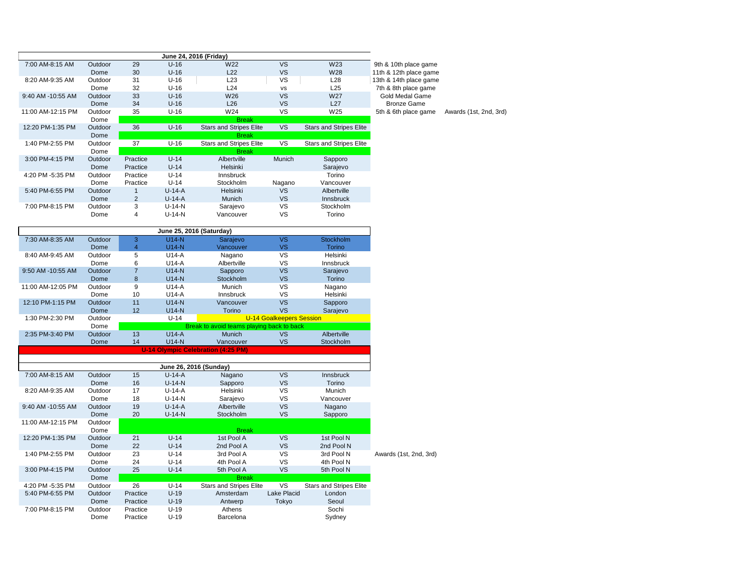| Time | Field | Game | Division | Team | VS | Team | Notes | Awards |
|---|---|---|---|---|---|---|---|---|
| **June 24, 2016 (Friday)** | | | | | | | | |
| 7:00 AM-8:15 AM | Outdoor | 29 | U-16 | W22 | VS | W23 | 9th & 10th place game | |
| | Dome | 30 | U-16 | L22 | VS | W28 | 11th & 12th place game | |
| 8:20 AM-9:35 AM | Outdoor | 31 | U-16 | L23 | VS | L28 | 13th & 14th place game | |
| | Dome | 32 | U-16 | L24 | vs | L25 | 7th & 8th place game | |
| 9:40 AM -10:55 AM | Outdoor | 33 | U-16 | W26 | VS | W27 | Gold Medal Game | |
| | Dome | 34 | U-16 | L26 | VS | L27 | Bronze Game | |
| 11:00 AM-12:15 PM | Outdoor | 35 | U-16 | W24 | VS | W25 | 5th & 6th place game | Awards (1st, 2nd, 3rd) |
| | Dome | | | Break | | | | |
| 12:20 PM-1:35 PM | Outdoor | 36 | U-16 | Stars and Stripes Elite | VS | Stars and Stripes Elite | | |
| | Dome | | | Break | | | | |
| 1:40 PM-2:55 PM | Outdoor | 37 | U-16 | Stars and Stripes Elite | VS | Stars and Stripes Elite | | |
| | Dome | | | Break | | | | |
| 3:00 PM-4:15 PM | Outdoor | Practice | U-14 | Albertville | Munich | Sapporo | | |
| | Dome | Practice | U-14 | Helsinki | | Sarajevo | | |
| 4:20 PM -5:35 PM | Outdoor | Practice | U-14 | Innsbruck | | Torino | | |
| | Dome | Practice | U-14 | Stockholm | Nagano | Vancouver | | |
| 5:40 PM-6:55 PM | Outdoor | 1 | U-14-A | Helsinki | VS | Albertville | | |
| | Dome | 2 | U-14-A | Munich | VS | Innsbruck | | |
| 7:00 PM-8:15 PM | Outdoor | 3 | U-14-N | Sarajevo | VS | Stockholm | | |
| | Dome | 4 | U-14-N | Vancouver | VS | Torino | | |
| **June 25, 2016 (Saturday)** | | | | | | | | |
| 7:30 AM-8:35 AM | Outdoor | 3 | U14-N | Sarajevo | VS | Stockholm | | |
| | Dome | 4 | U14-N | Vancouver | VS | Torino | | |
| 8:40 AM-9:45 AM | Outdoor | 5 | U14-A | Nagano | VS | Helsinki | | |
| | Dome | 6 | U14-A | Albertville | VS | Innsbruck | | |
| 9:50 AM -10:55 AM | Outdoor | 7 | U14-N | Sapporo | VS | Sarajevo | | |
| | Dome | 8 | U14-N | Stockholm | VS | Torino | | |
| 11:00 AM-12:05 PM | Outdoor | 9 | U14-A | Munich | VS | Nagano | | |
| | Dome | 10 | U14-A | Innsbruck | VS | Helsinki | | |
| 12:10 PM-1:15 PM | Outdoor | 11 | U14-N | Vancouver | VS | Sapporo | | |
| | Dome | 12 | U14-N | Torino | VS | Sarajevo | | |
| 1:30 PM-2:30 PM | Outdoor | | U-14 | U-14 Goalkeepers Session | | | | |
| | Dome | | | Break to avoid teams playing back to back | | | | |
| 2:35 PM-3:40 PM | Outdoor | 13 | U14-A | Munich | VS | Albertville | | |
| | Dome | 14 | U14-N | Vancouver | VS | Stockholm | | |
| | | | | U-14 Olympic Celebration (4:25 PM) | | | | |
| **June 26, 2016 (Sunday)** | | | | | | | | |
| 7:00 AM-8:15 AM | Outdoor | 15 | U-14-A | Nagano | VS | Innsbruck | | |
| | Dome | 16 | U-14-N | Sapporo | VS | Torino | | |
| 8:20 AM-9:35 AM | Outdoor | 17 | U-14-A | Helsinki | VS | Munich | | |
| | Dome | 18 | U-14-N | Sarajevo | VS | Vancouver | | |
| 9:40 AM -10:55 AM | Outdoor | 19 | U-14-A | Albertville | VS | Nagano | | |
| | Dome | 20 | U-14-N | Stockholm | VS | Sapporo | | |
| 11:00 AM-12:15 PM | Outdoor | | | | | | | |
| | Dome | | | Break | | | | |
| 12:20 PM-1:35 PM | Outdoor | 21 | U-14 | 1st Pool A | VS | 1st Pool N | | |
| | Dome | 22 | U-14 | 2nd Pool A | VS | 2nd Pool N | | |
| 1:40 PM-2:55 PM | Outdoor | 23 | U-14 | 3rd Pool A | VS | 3rd Pool N | Awards (1st, 2nd, 3rd) | |
| | Dome | 24 | U-14 | 4th Pool A | VS | 4th Pool N | | |
| 3:00 PM-4:15 PM | Outdoor | 25 | U-14 | 5th Pool A | VS | 5th Pool N | | |
| | Dome | | | Break | | | | |
| 4:20 PM -5:35 PM | Outdoor | 26 | U-14 | Stars and Stripes Elite | VS | Stars and Stripes Elite | | |
| 5:40 PM-6:55 PM | Outdoor | Practice | U-19 | Amsterdam | Lake Placid | London | | |
| | Dome | Practice | U-19 | Antwerp | Tokyo | Seoul | | |
| 7:00 PM-8:15 PM | Outdoor | Practice | U-19 | Athens | | Sochi | | |
| | Dome | Practice | U-19 | Barcelona | | Sydney | | |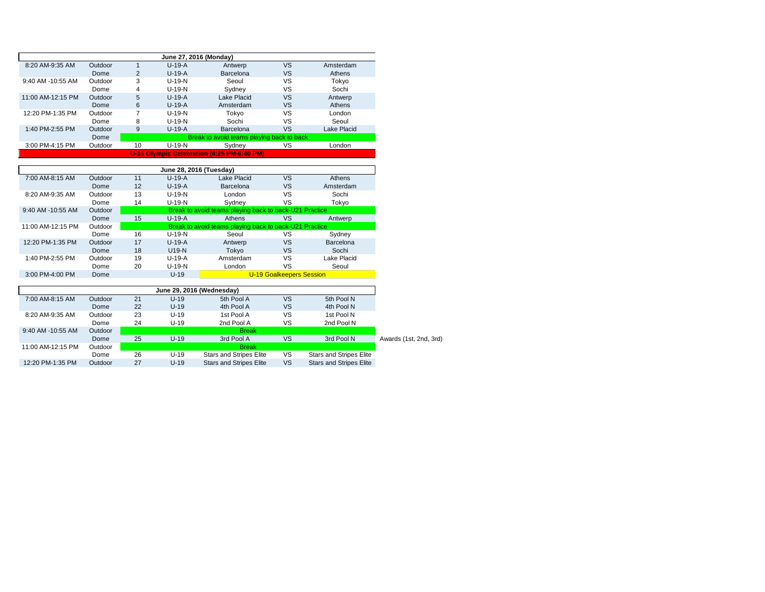**June 27, 2016 (Monday)**

| | | | | | | | |
|---|---|---|---|---|---|---|---|
| 8:20 AM-9:35 AM | Outdoor | 1 | U-19-A | Antwerp | VS | Amsterdam | |
| | Dome | 2 | U-19-A | Barcelona | VS | Athens | |
| 9:40 AM -10:55 AM | Outdoor | 3 | U-19-N | Seoul | VS | Tokyo | |
| | Dome | 4 | U-19-N | Sydney | VS | Sochi | |
| 11:00 AM-12:15 PM | Outdoor | 5 | U-19-A | Lake Placid | VS | Antwerp | |
| | Dome | 6 | U-19-A | Amsterdam | VS | Athens | |
| 12:20 PM-1:35 PM | Outdoor | 7 | U-19-N | Tokyo | VS | London | |
| | Dome | 8 | U-19-N | Sochi | VS | Seoul | |
| 1:40 PM-2:55 PM | Outdoor | 9 | U-19-A | Barcelona | VS | Lake Placid | |
| | Dome | Break to avoid teams playing back to back | | | | | |
| 3:00 PM-4:15 PM | Outdoor | 10 | U-19-N | Sydney | VS | London | |
| U-19 Olympic Celebration (4:25 PM-6:40 PM) | | | | | | | |

**June 28, 2016 (Tuesday)**

| | | | | | | | |
|---|---|---|---|---|---|---|---|
| 7:00 AM-8:15 AM | Outdoor | 11 | U-19-A | Lake Placid | VS | Athens | |
| | Dome | 12 | U-19-A | Barcelona | VS | Amsterdam | |
| 8:20 AM-9:35 AM | Outdoor | 13 | U-19-N | London | VS | Sochi | |
| | Dome | 14 | U-19-N | Sydney | VS | Tokyo | |
| 9:40 AM -10:55 AM | Outdoor | Break to avoid teams playing back to back-U21 Practice | | | | | |
| | Dome | 15 | U-19-A | Athens | VS | Antwerp | |
| 11:00 AM-12:15 PM | Outdoor | Break to avoid teams playing back to back-U21 Practice | | | | | |
| | Dome | 16 | U-19-N | Seoul | VS | Sydney | |
| 12:20 PM-1:35 PM | Outdoor | 17 | U-19-A | Antwerp | VS | Barcelona | |
| | Dome | 18 | U19-N | Tokyo | VS | Sochi | |
| 1:40 PM-2:55 PM | Outdoor | 19 | U-19-A | Amsterdam | VS | Lake Placid | |
| | Dome | 20 | U-19-N | London | VS | Seoul | |
| 3:00 PM-4:00 PM | Dome | | U-19 | U-19 Goalkeepers Session | | | |

**June 29, 2016 (Wednesday)**

| | | | | | | | |
|---|---|---|---|---|---|---|---|
| 7:00 AM-8:15 AM | Outdoor | 21 | U-19 | 5th Pool A | VS | 5th Pool N | |
| | Dome | 22 | U-19 | 4th Pool A | VS | 4th Pool N | |
| 8:20 AM-9:35 AM | Outdoor | 23 | U-19 | 1st Pool A | VS | 1st Pool N | |
| | Dome | 24 | U-19 | 2nd Pool A | VS | 2nd Pool N | |
| 9:40 AM -10:55 AM | Outdoor | Break | | | | | |
| | Dome | 25 | U-19 | 3rd Pool A | VS | 3rd Pool N | Awards (1st, 2nd, 3rd) |
| 11:00 AM-12:15 PM | Outdoor | Break | | | | | |
| | Dome | 26 | U-19 | Stars and Stripes Elite | VS | Stars and Stripes Elite | |
| 12:20 PM-1:35 PM | Outdoor | 27 | U-19 | Stars and Stripes Elite | VS | Stars and Stripes Elite | |